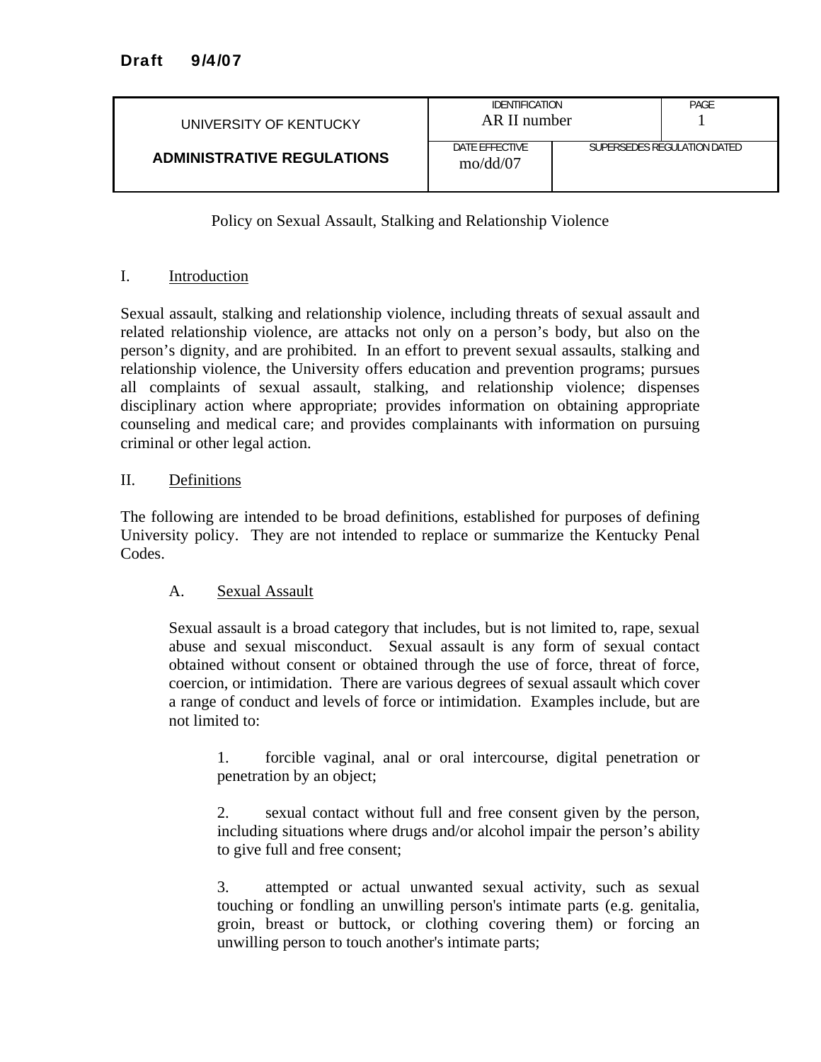**Draft 9/4/07**

| UNIVERSITY OF KENTUCKY | IDENTIFICATION<br>AR II number | | PAGE<br>1 |
|---|---|---|---|
| **ADMINISTRATIVE REGULATIONS** | DATE EFFECTIVE<br>mo/dd/07 | SUPERSEDES REGULATION DATED | |

Policy on Sexual Assault, Stalking and Relationship Violence

## I. Introduction

Sexual assault, stalking and relationship violence, including threats of sexual assault and related relationship violence, are attacks not only on a person's body, but also on the person's dignity, and are prohibited. In an effort to prevent sexual assaults, stalking and relationship violence, the University offers education and prevention programs; pursues all complaints of sexual assault, stalking, and relationship violence; dispenses disciplinary action where appropriate; provides information on obtaining appropriate counseling and medical care; and provides complainants with information on pursuing criminal or other legal action.

## II. Definitions

The following are intended to be broad definitions, established for purposes of defining University policy. They are not intended to replace or summarize the Kentucky Penal Codes.

### A. Sexual Assault

Sexual assault is a broad category that includes, but is not limited to, rape, sexual abuse and sexual misconduct. Sexual assault is any form of sexual contact obtained without consent or obtained through the use of force, threat of force, coercion, or intimidation. There are various degrees of sexual assault which cover a range of conduct and levels of force or intimidation. Examples include, but are not limited to:

1. forcible vaginal, anal or oral intercourse, digital penetration or penetration by an object;

2. sexual contact without full and free consent given by the person, including situations where drugs and/or alcohol impair the person's ability to give full and free consent;

3. attempted or actual unwanted sexual activity, such as sexual touching or fondling an unwilling person's intimate parts (e.g. genitalia, groin, breast or buttock, or clothing covering them) or forcing an unwilling person to touch another's intimate parts;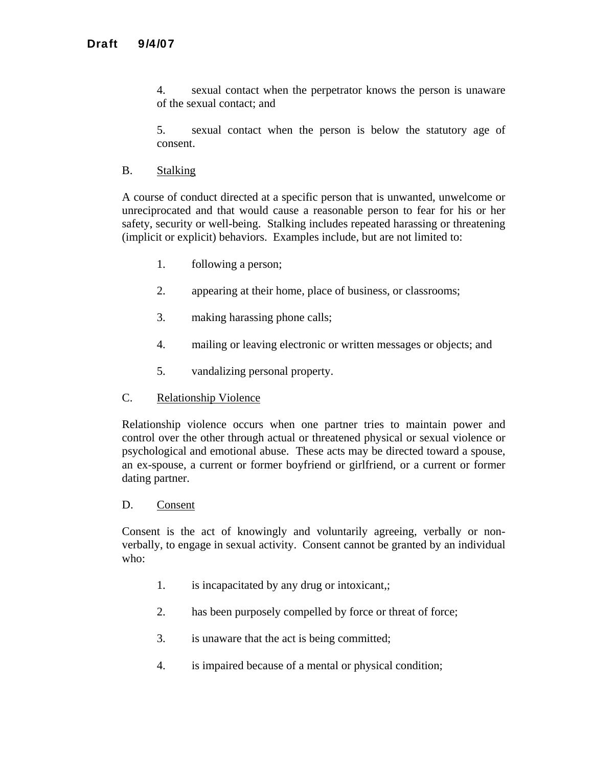4. sexual contact when the perpetrator knows the person is unaware of the sexual contact; and

5. sexual contact when the person is below the statutory age of consent.

B. Stalking

A course of conduct directed at a specific person that is unwanted, unwelcome or unreciprocated and that would cause a reasonable person to fear for his or her safety, security or well-being. Stalking includes repeated harassing or threatening (implicit or explicit) behaviors. Examples include, but are not limited to:

1. following a person;

2. appearing at their home, place of business, or classrooms;

3. making harassing phone calls;

4. mailing or leaving electronic or written messages or objects; and

5. vandalizing personal property.

C. Relationship Violence

Relationship violence occurs when one partner tries to maintain power and control over the other through actual or threatened physical or sexual violence or psychological and emotional abuse. These acts may be directed toward a spouse, an ex-spouse, a current or former boyfriend or girlfriend, or a current or former dating partner.

D. Consent

Consent is the act of knowingly and voluntarily agreeing, verbally or non-verbally, to engage in sexual activity. Consent cannot be granted by an individual who:

1. is incapacitated by any drug or intoxicant,;

2. has been purposely compelled by force or threat of force;

3. is unaware that the act is being committed;

4. is impaired because of a mental or physical condition;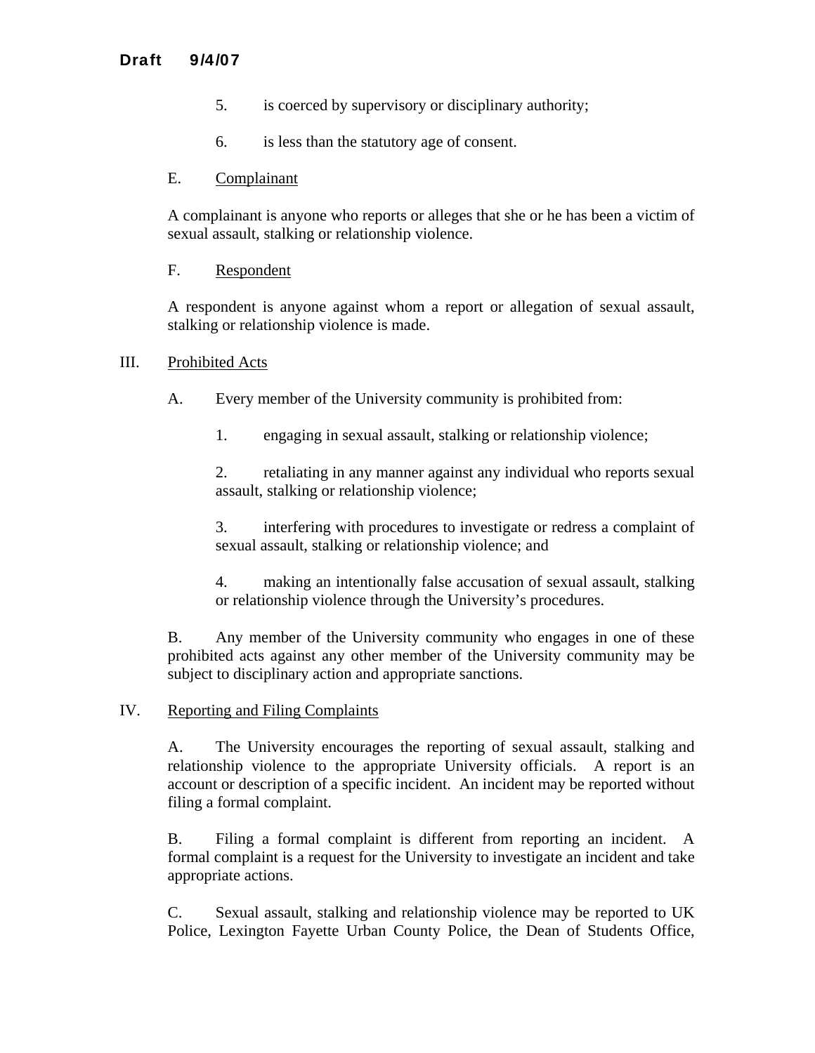5. is coerced by supervisory or disciplinary authority;

6. is less than the statutory age of consent.

E. Complainant

A complainant is anyone who reports or alleges that she or he has been a victim of sexual assault, stalking or relationship violence.

F. Respondent

A respondent is anyone against whom a report or allegation of sexual assault, stalking or relationship violence is made.

## III. Prohibited Acts

A. Every member of the University community is prohibited from:

1. engaging in sexual assault, stalking or relationship violence;

2. retaliating in any manner against any individual who reports sexual assault, stalking or relationship violence;

3. interfering with procedures to investigate or redress a complaint of sexual assault, stalking or relationship violence; and

4. making an intentionally false accusation of sexual assault, stalking or relationship violence through the University's procedures.

B. Any member of the University community who engages in one of these prohibited acts against any other member of the University community may be subject to disciplinary action and appropriate sanctions.

## IV. Reporting and Filing Complaints

A. The University encourages the reporting of sexual assault, stalking and relationship violence to the appropriate University officials. A report is an account or description of a specific incident. An incident may be reported without filing a formal complaint.

B. Filing a formal complaint is different from reporting an incident. A formal complaint is a request for the University to investigate an incident and take appropriate actions.

C. Sexual assault, stalking and relationship violence may be reported to UK Police, Lexington Fayette Urban County Police, the Dean of Students Office,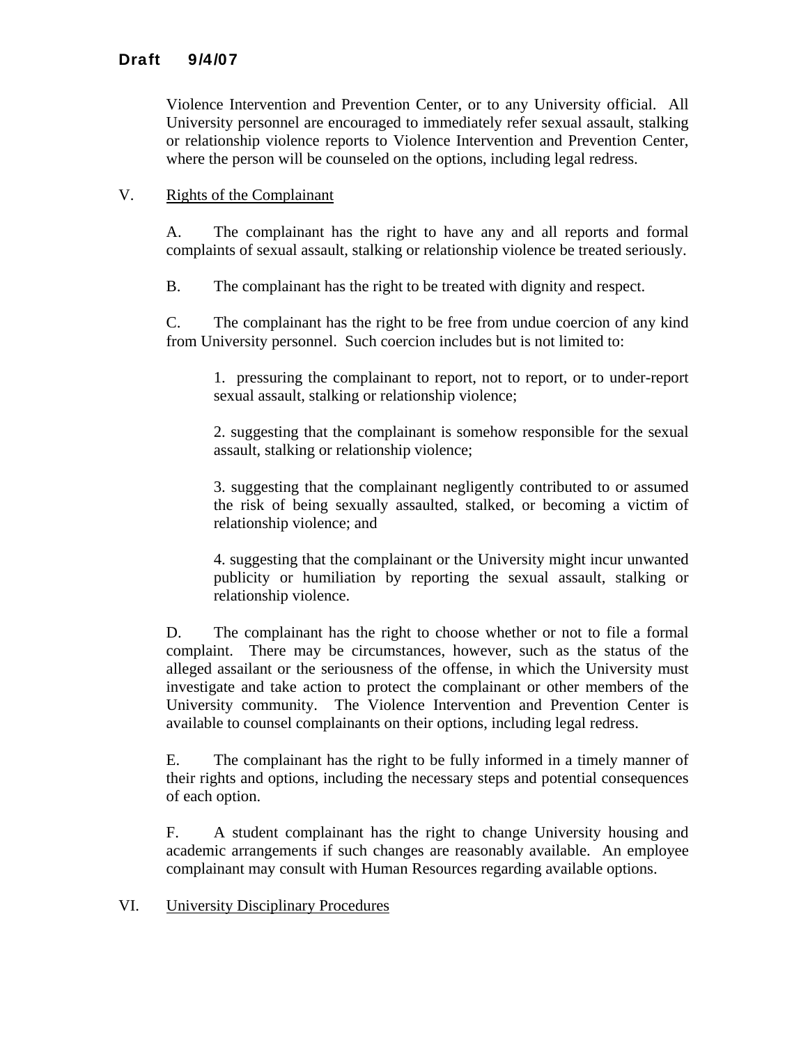Violence Intervention and Prevention Center, or to any University official. All University personnel are encouraged to immediately refer sexual assault, stalking or relationship violence reports to Violence Intervention and Prevention Center, where the person will be counseled on the options, including legal redress.

## V. Rights of the Complainant

A. The complainant has the right to have any and all reports and formal complaints of sexual assault, stalking or relationship violence be treated seriously.

B. The complainant has the right to be treated with dignity and respect.

C. The complainant has the right to be free from undue coercion of any kind from University personnel. Such coercion includes but is not limited to:

1. pressuring the complainant to report, not to report, or to under-report sexual assault, stalking or relationship violence;

2. suggesting that the complainant is somehow responsible for the sexual assault, stalking or relationship violence;

3. suggesting that the complainant negligently contributed to or assumed the risk of being sexually assaulted, stalked, or becoming a victim of relationship violence; and

4. suggesting that the complainant or the University might incur unwanted publicity or humiliation by reporting the sexual assault, stalking or relationship violence.

D. The complainant has the right to choose whether or not to file a formal complaint. There may be circumstances, however, such as the status of the alleged assailant or the seriousness of the offense, in which the University must investigate and take action to protect the complainant or other members of the University community. The Violence Intervention and Prevention Center is available to counsel complainants on their options, including legal redress.

E. The complainant has the right to be fully informed in a timely manner of their rights and options, including the necessary steps and potential consequences of each option.

F. A student complainant has the right to change University housing and academic arrangements if such changes are reasonably available. An employee complainant may consult with Human Resources regarding available options.

## VI. University Disciplinary Procedures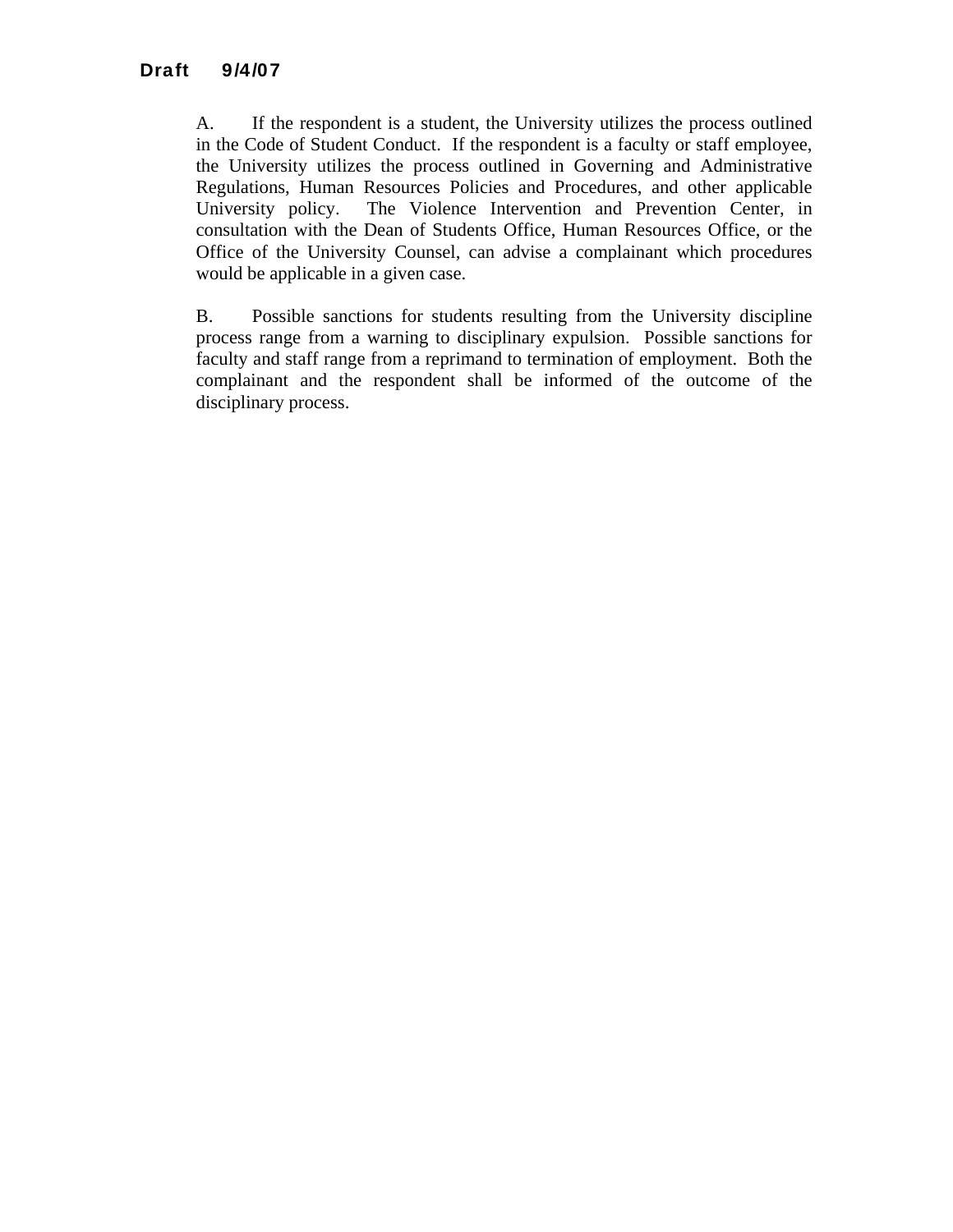A. If the respondent is a student, the University utilizes the process outlined in the Code of Student Conduct. If the respondent is a faculty or staff employee, the University utilizes the process outlined in Governing and Administrative Regulations, Human Resources Policies and Procedures, and other applicable University policy. The Violence Intervention and Prevention Center, in consultation with the Dean of Students Office, Human Resources Office, or the Office of the University Counsel, can advise a complainant which procedures would be applicable in a given case.

B. Possible sanctions for students resulting from the University discipline process range from a warning to disciplinary expulsion. Possible sanctions for faculty and staff range from a reprimand to termination of employment. Both the complainant and the respondent shall be informed of the outcome of the disciplinary process.